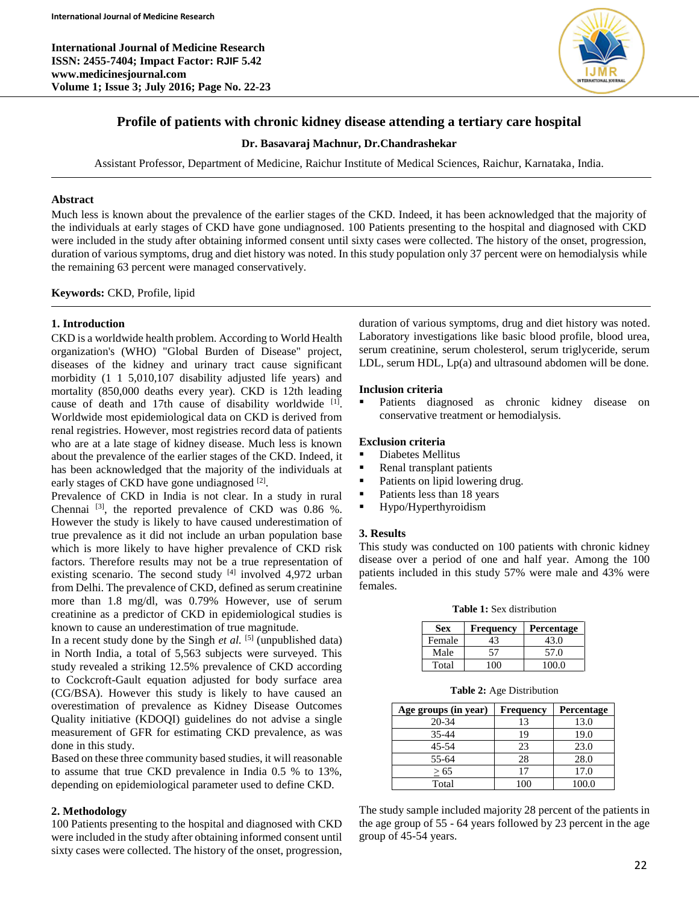# Profile of patients with chronic kidney disease attending a tertiary care hospital

**Dr. Basavaraj Machnur, Dr.Chandrashekar**

Assistant Professor, Department of Medicine, Raichur Institute of Medical Sciences, Raichur, Karnataka, India.

## Abstract

Much less is known about the prevalence of the earlier stages of the CKD. Indeed, it has been acknowledged that the majority of the individuals at early stages of CKD have gone undiagnosed. 100 Patients presenting to the hospital and diagnosed with CKD were included in the study after obtaining informed consent until sixty cases were collected. The history of the onset, progression, duration of various symptoms, drug and diet history was noted. In this study population only 37 percent were on hemodialysis while the remaining 63 percent were managed conservatively.

**Keywords:** CKD, Profile, lipid

## 1. Introduction

CKD is a worldwide health problem. According to World Health organization's (WHO) "Global Burden of Disease" project, diseases of the kidney and urinary tract cause significant morbidity (1 1 5,010,107 disability adjusted life years) and mortality (850,000 deaths every year). CKD is 12th leading cause of death and 17th cause of disability worldwide [1]. Worldwide most epidemiological data on CKD is derived from renal registries. However, most registries record data of patients who are at a late stage of kidney disease. Much less is known about the prevalence of the earlier stages of the CKD. Indeed, it has been acknowledged that the majority of the individuals at early stages of CKD have gone undiagnosed [2].

Prevalence of CKD in India is not clear. In a study in rural Chennai [3], the reported prevalence of CKD was 0.86 %. However the study is likely to have caused underestimation of true prevalence as it did not include an urban population base which is more likely to have higher prevalence of CKD risk factors. Therefore results may not be a true representation of existing scenario. The second study [4] involved 4,972 urban from Delhi. The prevalence of CKD, defined as serum creatinine more than 1.8 mg/dl, was 0.79% However, use of serum creatinine as a predictor of CKD in epidemiological studies is known to cause an underestimation of true magnitude.

In a recent study done by the Singh *et al.* [5] (unpublished data) in North India, a total of 5,563 subjects were surveyed. This study revealed a striking 12.5% prevalence of CKD according to Cockcroft-Gault equation adjusted for body surface area (CG/BSA). However this study is likely to have caused an overestimation of prevalence as Kidney Disease Outcomes Quality initiative (KDOQI) guidelines do not advise a single measurement of GFR for estimating CKD prevalence, as was done in this study.

Based on these three community based studies, it will reasonable to assume that true CKD prevalence in India 0.5 % to 13%, depending on epidemiological parameter used to define CKD.

## 2. Methodology

100 Patients presenting to the hospital and diagnosed with CKD were included in the study after obtaining informed consent until sixty cases were collected. The history of the onset, progression, duration of various symptoms, drug and diet history was noted. Laboratory investigations like basic blood profile, blood urea, serum creatinine, serum cholesterol, serum triglyceride, serum LDL, serum HDL, Lp(a) and ultrasound abdomen will be done.

### Inclusion criteria

- Patients diagnosed as chronic kidney disease on conservative treatment or hemodialysis.

### Exclusion criteria

- Diabetes Mellitus
- Renal transplant patients
- Patients on lipid lowering drug.
- Patients less than 18 years
- Hypo/Hyperthyroidism

## 3. Results

This study was conducted on 100 patients with chronic kidney disease over a period of one and half year. Among the 100 patients included in this study 57% were male and 43% were females.

**Table 1:** Sex distribution

| Sex | Frequency | Percentage |
|---|---|---|
| Female | 43 | 43.0 |
| Male | 57 | 57.0 |
| Total | 100 | 100.0 |

**Table 2:** Age Distribution

| Age groups (in year) | Frequency | Percentage |
|---|---|---|
| 20-34 | 13 | 13.0 |
| 35-44 | 19 | 19.0 |
| 45-54 | 23 | 23.0 |
| 55-64 | 28 | 28.0 |
| ≥ 65 | 17 | 17.0 |
| Total | 100 | 100.0 |

The study sample included majority 28 percent of the patients in the age group of 55 - 64 years followed by 23 percent in the age group of 45-54 years.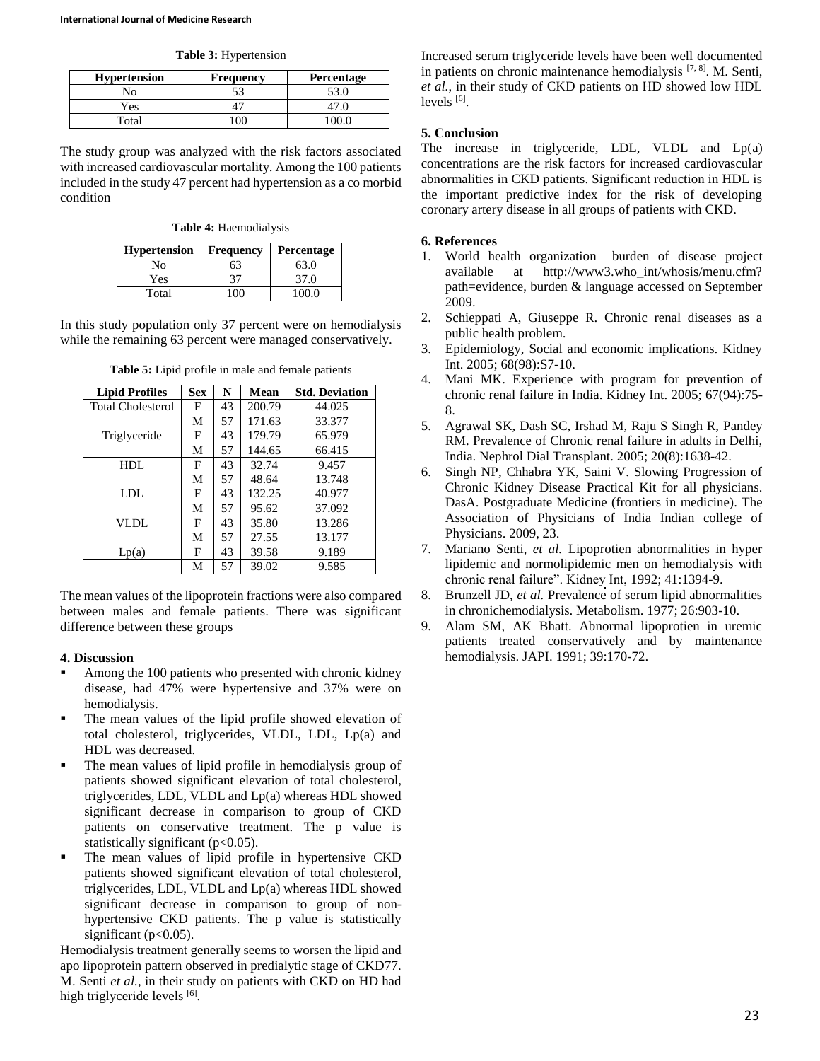**Table 3:** Hypertension

| Hypertension | Frequency | Percentage |
|---|---|---|
| No | 53 | 53.0 |
| Yes | 47 | 47.0 |
| Total | 100 | 100.0 |

The study group was analyzed with the risk factors associated with increased cardiovascular mortality. Among the 100 patients included in the study 47 percent had hypertension as a co morbid condition

**Table 4:** Haemodialysis

| Hypertension | Frequency | Percentage |
|---|---|---|
| No | 63 | 63.0 |
| Yes | 37 | 37.0 |
| Total | 100 | 100.0 |

In this study population only 37 percent were on hemodialysis while the remaining 63 percent were managed conservatively.

**Table 5:** Lipid profile in male and female patients

| Lipid Profiles | Sex | N | Mean | Std. Deviation |
|---|---|---|---|---|
| Total Cholesterol | F | 43 | 200.79 | 44.025 |
| | M | 57 | 171.63 | 33.377 |
| Triglyceride | F | 43 | 179.79 | 65.979 |
| | M | 57 | 144.65 | 66.415 |
| HDL | F | 43 | 32.74 | 9.457 |
| | M | 57 | 48.64 | 13.748 |
| LDL | F | 43 | 132.25 | 40.977 |
| | M | 57 | 95.62 | 37.092 |
| VLDL | F | 43 | 35.80 | 13.286 |
| | M | 57 | 27.55 | 13.177 |
| Lp(a) | F | 43 | 39.58 | 9.189 |
| | M | 57 | 39.02 | 9.585 |

The mean values of the lipoprotein fractions were also compared between males and female patients. There was significant difference between these groups

## 4. Discussion

- Among the 100 patients who presented with chronic kidney disease, had 47% were hypertensive and 37% were on hemodialysis.
- The mean values of the lipid profile showed elevation of total cholesterol, triglycerides, VLDL, LDL, Lp(a) and HDL was decreased.
- The mean values of lipid profile in hemodialysis group of patients showed significant elevation of total cholesterol, triglycerides, LDL, VLDL and Lp(a) whereas HDL showed significant decrease in comparison to group of CKD patients on conservative treatment. The p value is statistically significant ($p<0.05$).
- The mean values of lipid profile in hypertensive CKD patients showed significant elevation of total cholesterol, triglycerides, LDL, VLDL and Lp(a) whereas HDL showed significant decrease in comparison to group of non-hypertensive CKD patients. The p value is statistically significant ($p<0.05$).

Hemodialysis treatment generally seems to worsen the lipid and apo lipoprotein pattern observed in predialytic stage of CKD77. M. Senti *et al.*, in their study on patients with CKD on HD had high triglyceride levels [6].

Increased serum triglyceride levels have been well documented in patients on chronic maintenance hemodialysis [7, 8]. M. Senti, *et al.*, in their study of CKD patients on HD showed low HDL levels [6].

## 5. Conclusion

The increase in triglyceride, LDL, VLDL and Lp(a) concentrations are the risk factors for increased cardiovascular abnormalities in CKD patients. Significant reduction in HDL is the important predictive index for the risk of developing coronary artery disease in all groups of patients with CKD.

## 6. References

1. World health organization –burden of disease project available at http://www3.who_int/whosis/menu.cfm?path=evidence, burden & language accessed on September 2009.
2. Schieppati A, Giuseppe R. Chronic renal diseases as a public health problem.
3. Epidemiology, Social and economic implications. Kidney Int. 2005; 68(98):S7-10.
4. Mani MK. Experience with program for prevention of chronic renal failure in India. Kidney Int. 2005; 67(94):75-8.
5. Agrawal SK, Dash SC, Irshad M, Raju S Singh R, Pandey RM. Prevalence of Chronic renal failure in adults in Delhi, India. Nephrol Dial Transplant. 2005; 20(8):1638-42.
6. Singh NP, Chhabra YK, Saini V. Slowing Progression of Chronic Kidney Disease Practical Kit for all physicians. DasA. Postgraduate Medicine (frontiers in medicine). The Association of Physicians of India Indian college of Physicians. 2009, 23.
7. Mariano Senti, *et al.* Lipoprotien abnormalities in hyper lipidemic and normolipidemic men on hemodialysis with chronic renal failure". Kidney Int, 1992; 41:1394-9.
8. Brunzell JD, *et al.* Prevalence of serum lipid abnormalities in chronichemodialysis. Metabolism. 1977; 26:903-10.
9. Alam SM, AK Bhatt. Abnormal lipoprotien in uremic patients treated conservatively and by maintenance hemodialysis. JAPI. 1991; 39:170-72.